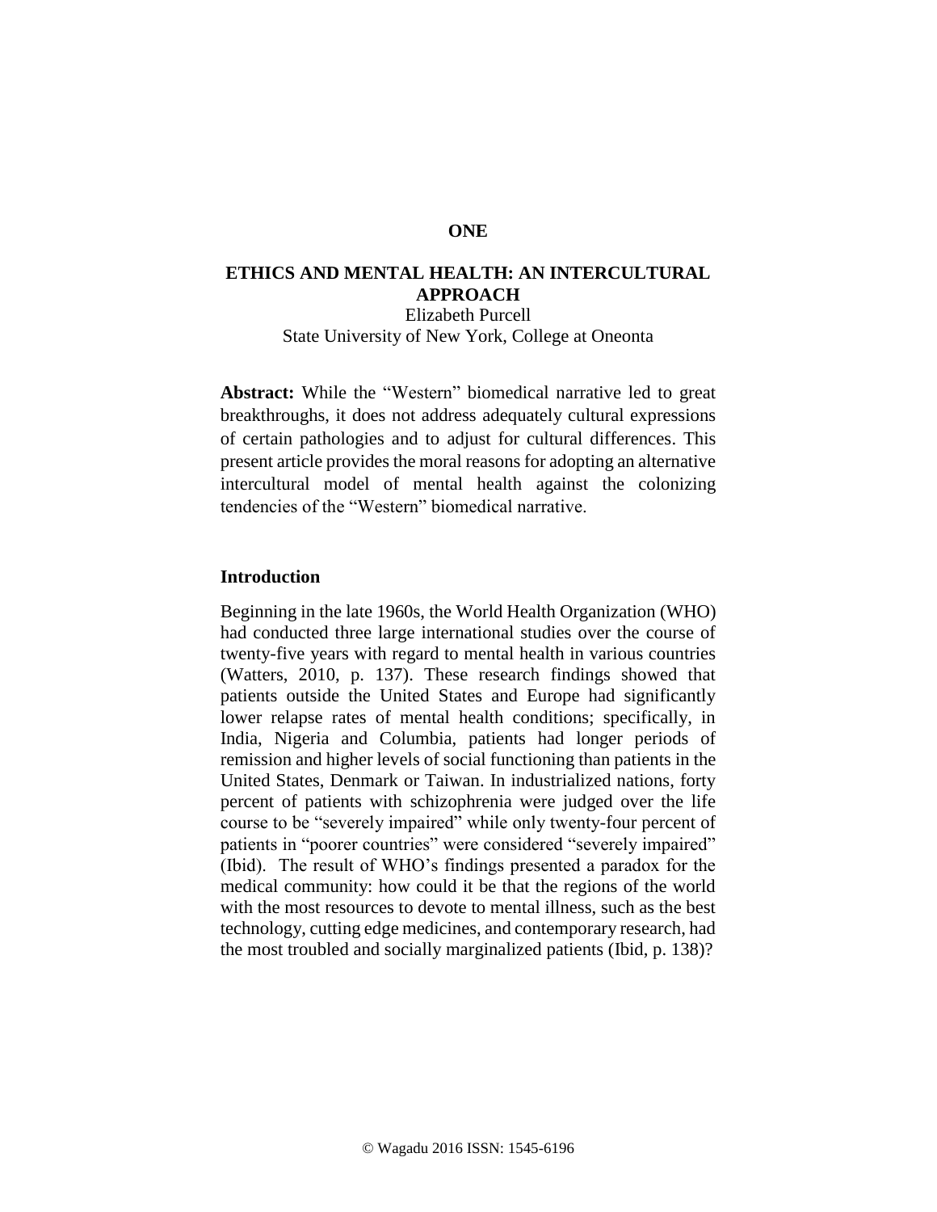**ONE**

# ETHICS AND MENTAL HEALTH: AN INTERCULTURAL APPROACH

Elizabeth Purcell
State University of New York, College at Oneonta

**Abstract:** While the “Western” biomedical narrative led to great breakthroughs, it does not address adequately cultural expressions of certain pathologies and to adjust for cultural differences. This present article provides the moral reasons for adopting an alternative intercultural model of mental health against the colonizing tendencies of the “Western” biomedical narrative.

## Introduction

Beginning in the late 1960s, the World Health Organization (WHO) had conducted three large international studies over the course of twenty-five years with regard to mental health in various countries (Watters, 2010, p. 137). These research findings showed that patients outside the United States and Europe had significantly lower relapse rates of mental health conditions; specifically, in India, Nigeria and Columbia, patients had longer periods of remission and higher levels of social functioning than patients in the United States, Denmark or Taiwan. In industrialized nations, forty percent of patients with schizophrenia were judged over the life course to be “severely impaired” while only twenty-four percent of patients in “poorer countries” were considered “severely impaired” (Ibid). The result of WHO’s findings presented a paradox for the medical community: how could it be that the regions of the world with the most resources to devote to mental illness, such as the best technology, cutting edge medicines, and contemporary research, had the most troubled and socially marginalized patients (Ibid, p. 138)?

© Wagadu 2016 ISSN: 1545-6196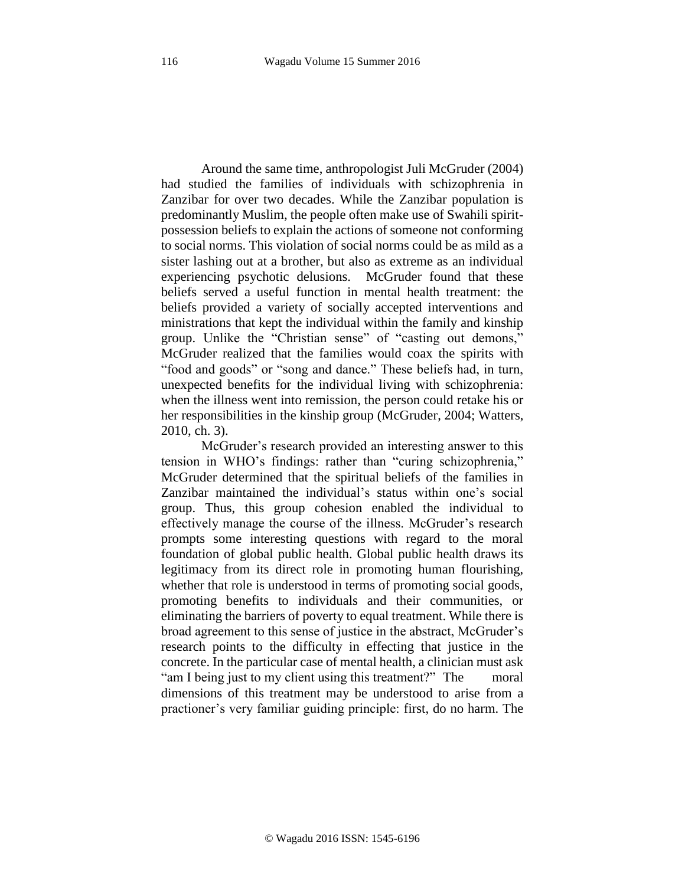Around the same time, anthropologist Juli McGruder (2004) had studied the families of individuals with schizophrenia in Zanzibar for over two decades. While the Zanzibar population is predominantly Muslim, the people often make use of Swahili spirit-possession beliefs to explain the actions of someone not conforming to social norms. This violation of social norms could be as mild as a sister lashing out at a brother, but also as extreme as an individual experiencing psychotic delusions. McGruder found that these beliefs served a useful function in mental health treatment: the beliefs provided a variety of socially accepted interventions and ministrations that kept the individual within the family and kinship group. Unlike the "Christian sense" of "casting out demons," McGruder realized that the families would coax the spirits with "food and goods" or "song and dance." These beliefs had, in turn, unexpected benefits for the individual living with schizophrenia: when the illness went into remission, the person could retake his or her responsibilities in the kinship group (McGruder, 2004; Watters, 2010, ch. 3).

McGruder's research provided an interesting answer to this tension in WHO's findings: rather than "curing schizophrenia," McGruder determined that the spiritual beliefs of the families in Zanzibar maintained the individual's status within one's social group. Thus, this group cohesion enabled the individual to effectively manage the course of the illness. McGruder's research prompts some interesting questions with regard to the moral foundation of global public health. Global public health draws its legitimacy from its direct role in promoting human flourishing, whether that role is understood in terms of promoting social goods, promoting benefits to individuals and their communities, or eliminating the barriers of poverty to equal treatment. While there is broad agreement to this sense of justice in the abstract, McGruder's research points to the difficulty in effecting that justice in the concrete. In the particular case of mental health, a clinician must ask "am I being just to my client using this treatment?" The moral dimensions of this treatment may be understood to arise from a practioner's very familiar guiding principle: first, do no harm. The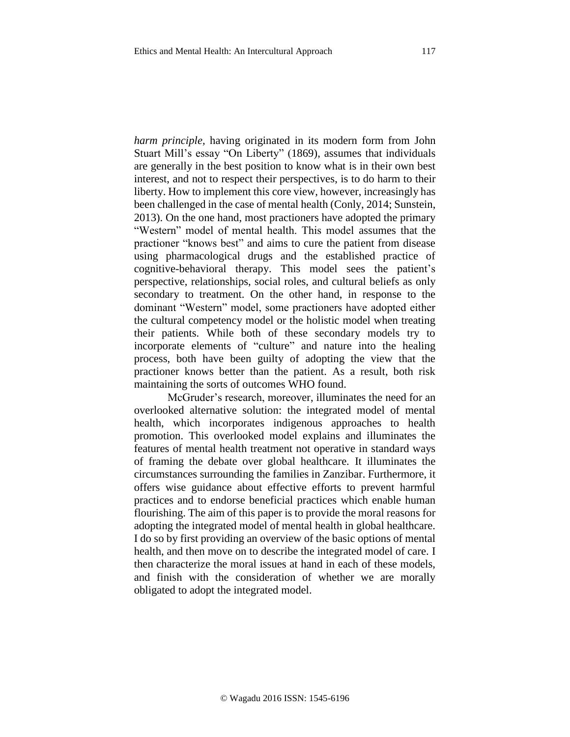*harm principle,* having originated in its modern form from John Stuart Mill's essay "On Liberty" (1869), assumes that individuals are generally in the best position to know what is in their own best interest, and not to respect their perspectives, is to do harm to their liberty. How to implement this core view, however, increasingly has been challenged in the case of mental health (Conly, 2014; Sunstein, 2013). On the one hand, most practioners have adopted the primary "Western" model of mental health. This model assumes that the practioner "knows best" and aims to cure the patient from disease using pharmacological drugs and the established practice of cognitive-behavioral therapy. This model sees the patient's perspective, relationships, social roles, and cultural beliefs as only secondary to treatment. On the other hand, in response to the dominant "Western" model, some practioners have adopted either the cultural competency model or the holistic model when treating their patients. While both of these secondary models try to incorporate elements of "culture" and nature into the healing process, both have been guilty of adopting the view that the practioner knows better than the patient. As a result, both risk maintaining the sorts of outcomes WHO found.

McGruder's research, moreover, illuminates the need for an overlooked alternative solution: the integrated model of mental health, which incorporates indigenous approaches to health promotion. This overlooked model explains and illuminates the features of mental health treatment not operative in standard ways of framing the debate over global healthcare. It illuminates the circumstances surrounding the families in Zanzibar. Furthermore, it offers wise guidance about effective efforts to prevent harmful practices and to endorse beneficial practices which enable human flourishing. The aim of this paper is to provide the moral reasons for adopting the integrated model of mental health in global healthcare. I do so by first providing an overview of the basic options of mental health, and then move on to describe the integrated model of care. I then characterize the moral issues at hand in each of these models, and finish with the consideration of whether we are morally obligated to adopt the integrated model.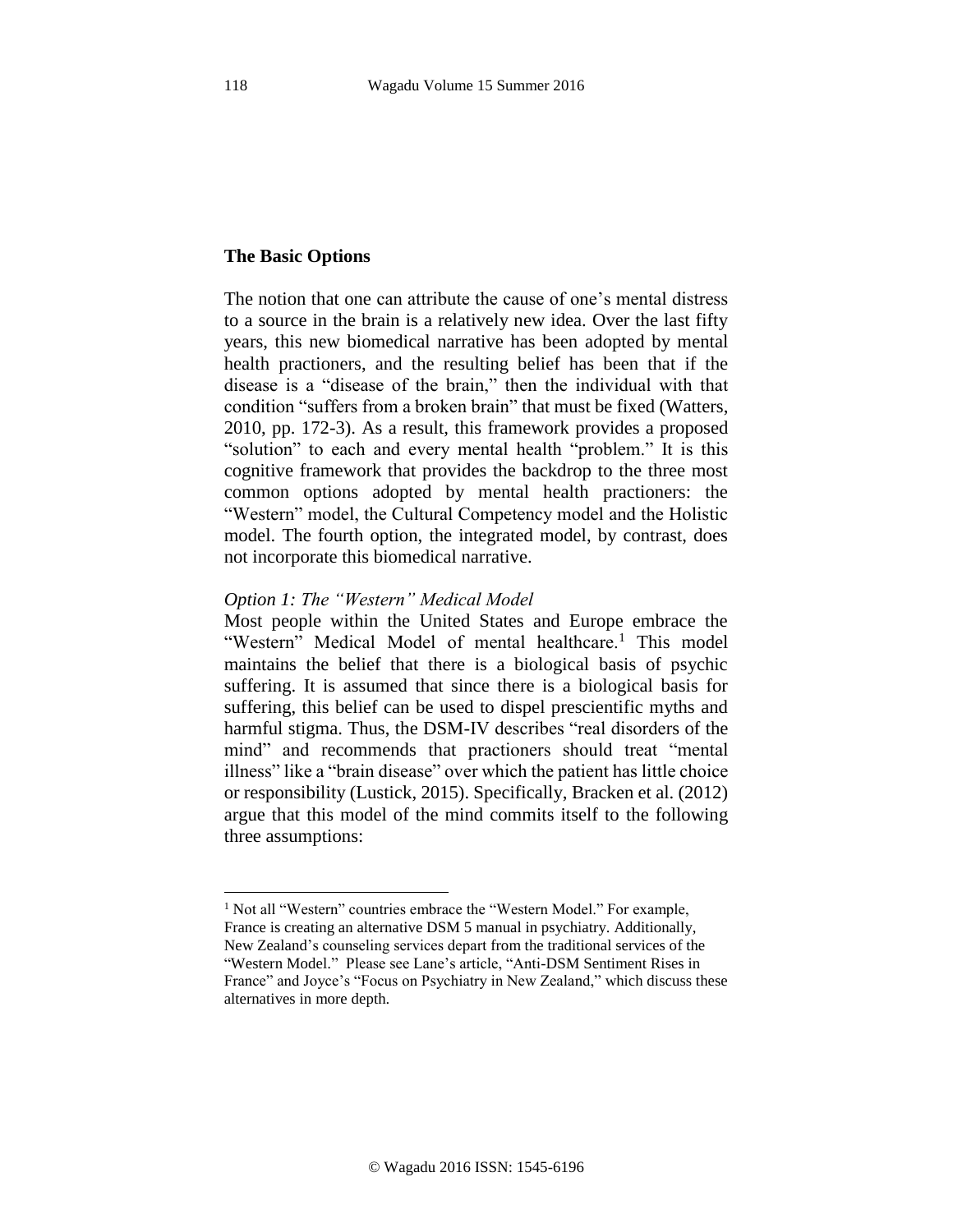**The Basic Options**

The notion that one can attribute the cause of one's mental distress to a source in the brain is a relatively new idea. Over the last fifty years, this new biomedical narrative has been adopted by mental health practioners, and the resulting belief has been that if the disease is a "disease of the brain," then the individual with that condition "suffers from a broken brain" that must be fixed (Watters, 2010, pp. 172-3). As a result, this framework provides a proposed "solution" to each and every mental health "problem." It is this cognitive framework that provides the backdrop to the three most common options adopted by mental health practioners: the "Western" model, the Cultural Competency model and the Holistic model. The fourth option, the integrated model, by contrast, does not incorporate this biomedical narrative.

*Option 1: The "Western" Medical Model*

Most people within the United States and Europe embrace the "Western" Medical Model of mental healthcare.[1] This model maintains the belief that there is a biological basis of psychic suffering. It is assumed that since there is a biological basis for suffering, this belief can be used to dispel prescientific myths and harmful stigma. Thus, the DSM-IV describes "real disorders of the mind" and recommends that practioners should treat "mental illness" like a "brain disease" over which the patient has little choice or responsibility (Lustick, 2015). Specifically, Bracken et al. (2012) argue that this model of the mind commits itself to the following three assumptions:

[1] Not all "Western" countries embrace the "Western Model." For example, France is creating an alternative DSM 5 manual in psychiatry. Additionally, New Zealand's counseling services depart from the traditional services of the "Western Model." Please see Lane's article, "Anti-DSM Sentiment Rises in France" and Joyce's "Focus on Psychiatry in New Zealand," which discuss these alternatives in more depth.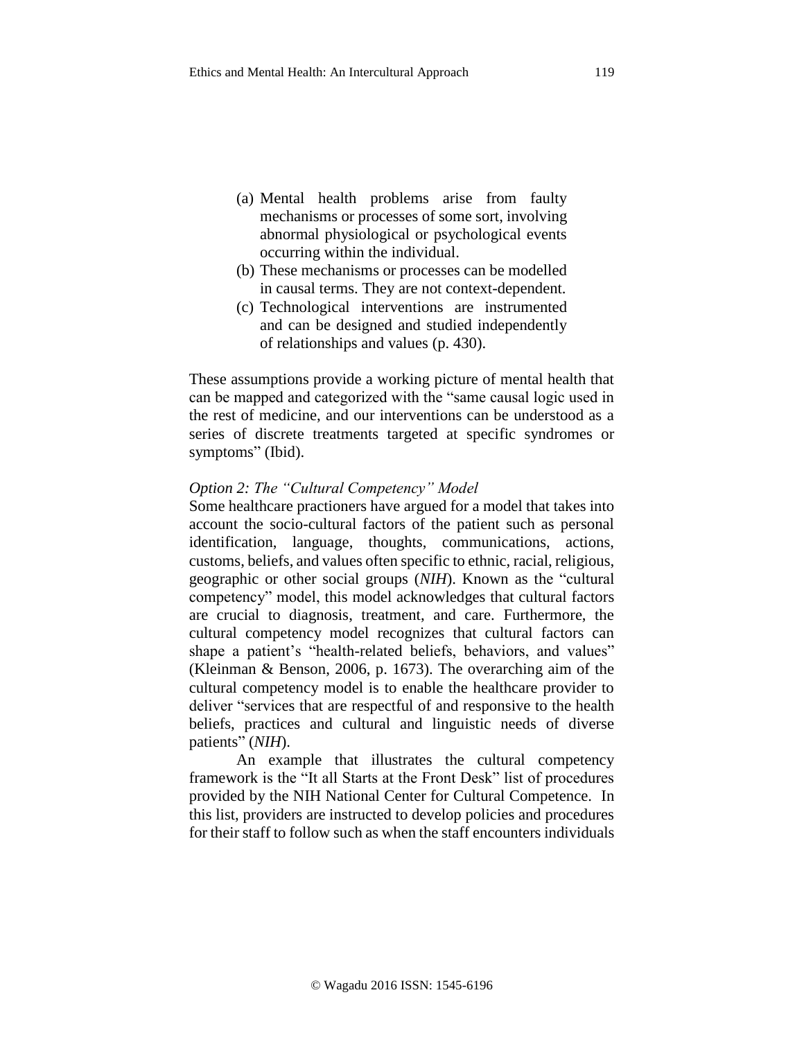(a) Mental health problems arise from faulty mechanisms or processes of some sort, involving abnormal physiological or psychological events occurring within the individual.
(b) These mechanisms or processes can be modelled in causal terms. They are not context-dependent.
(c) Technological interventions are instrumented and can be designed and studied independently of relationships and values (p. 430).

These assumptions provide a working picture of mental health that can be mapped and categorized with the "same causal logic used in the rest of medicine, and our interventions can be understood as a series of discrete treatments targeted at specific syndromes or symptoms" (Ibid).

*Option 2: The "Cultural Competency" Model*

Some healthcare practioners have argued for a model that takes into account the socio-cultural factors of the patient such as personal identification, language, thoughts, communications, actions, customs, beliefs, and values often specific to ethnic, racial, religious, geographic or other social groups (*NIH*). Known as the "cultural competency" model, this model acknowledges that cultural factors are crucial to diagnosis, treatment, and care. Furthermore, the cultural competency model recognizes that cultural factors can shape a patient's "health-related beliefs, behaviors, and values" (Kleinman & Benson, 2006, p. 1673). The overarching aim of the cultural competency model is to enable the healthcare provider to deliver "services that are respectful of and responsive to the health beliefs, practices and cultural and linguistic needs of diverse patients" (*NIH*).

An example that illustrates the cultural competency framework is the "It all Starts at the Front Desk" list of procedures provided by the NIH National Center for Cultural Competence. In this list, providers are instructed to develop policies and procedures for their staff to follow such as when the staff encounters individuals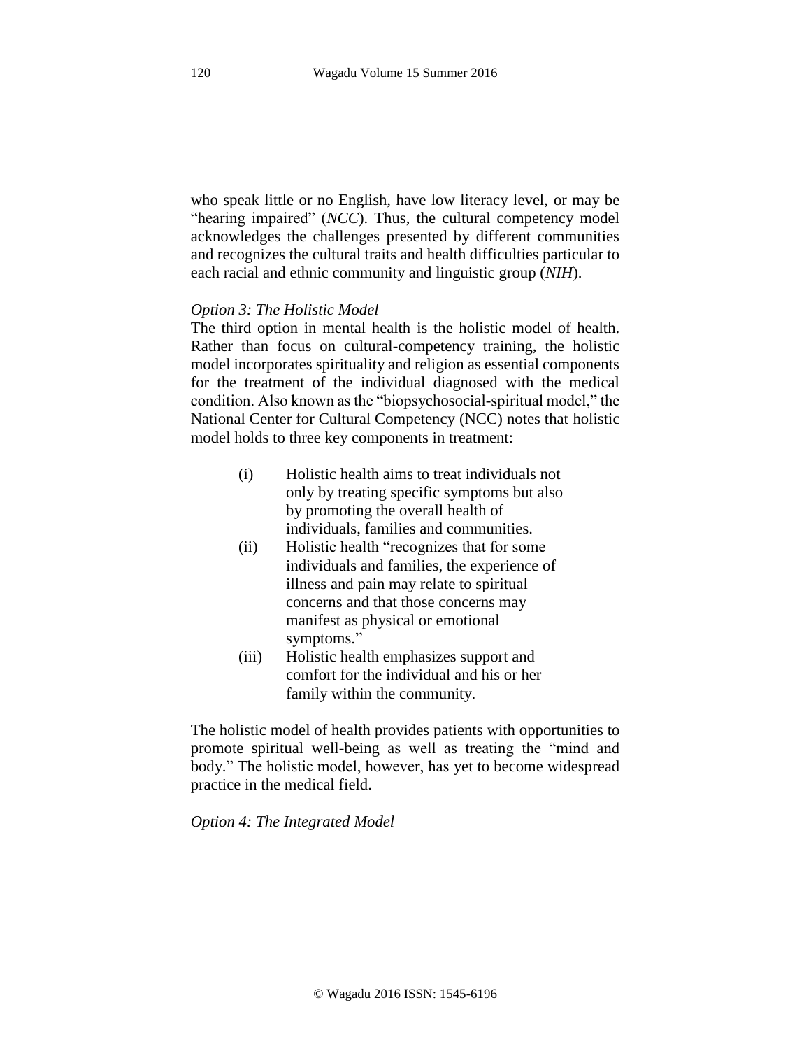who speak little or no English, have low literacy level, or may be "hearing impaired" (*NCC*). Thus, the cultural competency model acknowledges the challenges presented by different communities and recognizes the cultural traits and health difficulties particular to each racial and ethnic community and linguistic group (*NIH*).

*Option 3: The Holistic Model*

The third option in mental health is the holistic model of health. Rather than focus on cultural-competency training, the holistic model incorporates spirituality and religion as essential components for the treatment of the individual diagnosed with the medical condition. Also known as the "biopsychosocial-spiritual model," the National Center for Cultural Competency (NCC) notes that holistic model holds to three key components in treatment:

(i) Holistic health aims to treat individuals not only by treating specific symptoms but also by promoting the overall health of individuals, families and communities.

(ii) Holistic health "recognizes that for some individuals and families, the experience of illness and pain may relate to spiritual concerns and that those concerns may manifest as physical or emotional symptoms."

(iii) Holistic health emphasizes support and comfort for the individual and his or her family within the community.

The holistic model of health provides patients with opportunities to promote spiritual well-being as well as treating the "mind and body." The holistic model, however, has yet to become widespread practice in the medical field.

*Option 4: The Integrated Model*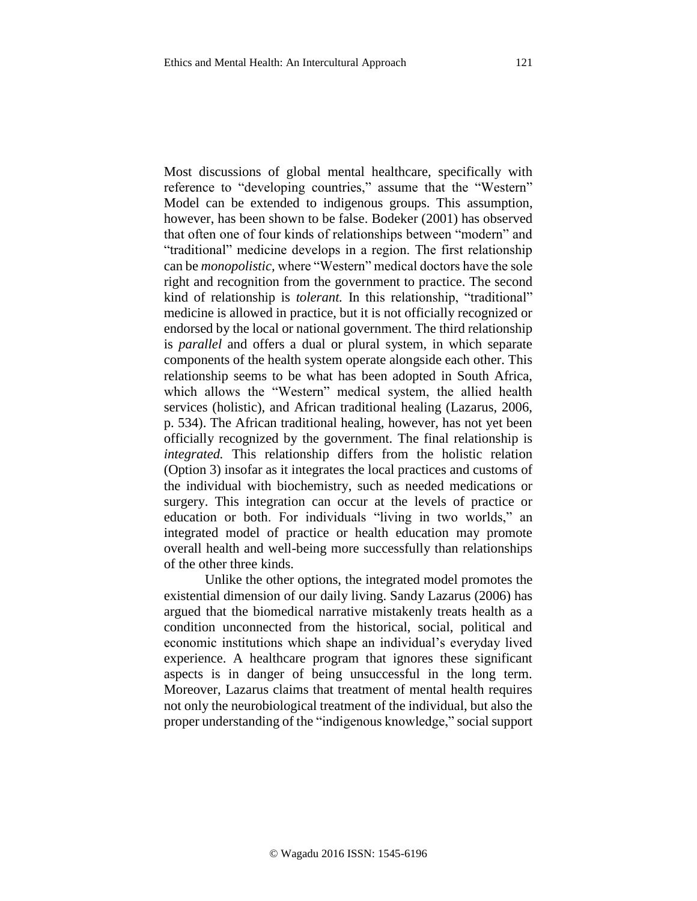Most discussions of global mental healthcare, specifically with reference to "developing countries," assume that the "Western" Model can be extended to indigenous groups. This assumption, however, has been shown to be false. Bodeker (2001) has observed that often one of four kinds of relationships between "modern" and "traditional" medicine develops in a region. The first relationship can be *monopolistic,* where "Western" medical doctors have the sole right and recognition from the government to practice. The second kind of relationship is *tolerant.* In this relationship, "traditional" medicine is allowed in practice, but it is not officially recognized or endorsed by the local or national government. The third relationship is *parallel* and offers a dual or plural system, in which separate components of the health system operate alongside each other. This relationship seems to be what has been adopted in South Africa, which allows the "Western" medical system, the allied health services (holistic), and African traditional healing (Lazarus, 2006, p. 534). The African traditional healing, however, has not yet been officially recognized by the government. The final relationship is *integrated.* This relationship differs from the holistic relation (Option 3) insofar as it integrates the local practices and customs of the individual with biochemistry, such as needed medications or surgery. This integration can occur at the levels of practice or education or both. For individuals "living in two worlds," an integrated model of practice or health education may promote overall health and well-being more successfully than relationships of the other three kinds.

Unlike the other options, the integrated model promotes the existential dimension of our daily living. Sandy Lazarus (2006) has argued that the biomedical narrative mistakenly treats health as a condition unconnected from the historical, social, political and economic institutions which shape an individual's everyday lived experience. A healthcare program that ignores these significant aspects is in danger of being unsuccessful in the long term. Moreover, Lazarus claims that treatment of mental health requires not only the neurobiological treatment of the individual, but also the proper understanding of the "indigenous knowledge," social support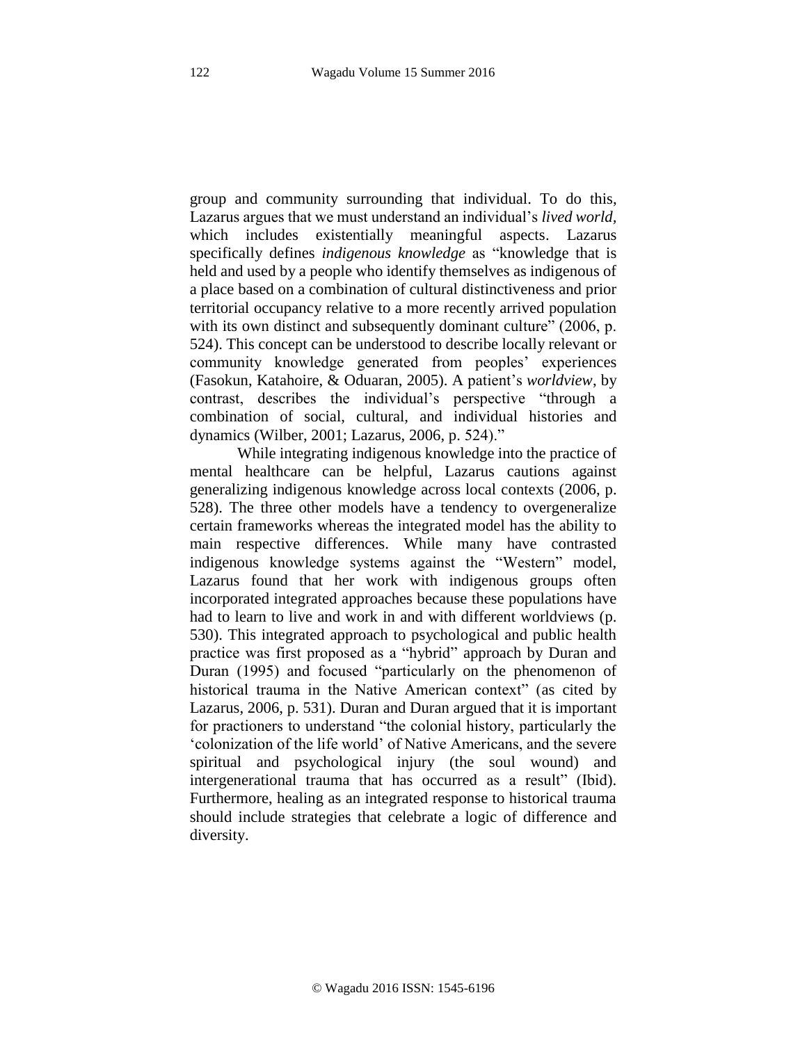group and community surrounding that individual. To do this, Lazarus argues that we must understand an individual's *lived world*, which includes existentially meaningful aspects. Lazarus specifically defines *indigenous knowledge* as "knowledge that is held and used by a people who identify themselves as indigenous of a place based on a combination of cultural distinctiveness and prior territorial occupancy relative to a more recently arrived population with its own distinct and subsequently dominant culture" (2006, p. 524). This concept can be understood to describe locally relevant or community knowledge generated from peoples' experiences (Fasokun, Katahoire, & Oduaran, 2005). A patient's *worldview*, by contrast, describes the individual's perspective "through a combination of social, cultural, and individual histories and dynamics (Wilber, 2001; Lazarus, 2006, p. 524)."

While integrating indigenous knowledge into the practice of mental healthcare can be helpful, Lazarus cautions against generalizing indigenous knowledge across local contexts (2006, p. 528). The three other models have a tendency to overgeneralize certain frameworks whereas the integrated model has the ability to main respective differences. While many have contrasted indigenous knowledge systems against the "Western" model, Lazarus found that her work with indigenous groups often incorporated integrated approaches because these populations have had to learn to live and work in and with different worldviews (p. 530). This integrated approach to psychological and public health practice was first proposed as a "hybrid" approach by Duran and Duran (1995) and focused "particularly on the phenomenon of historical trauma in the Native American context" (as cited by Lazarus, 2006, p. 531). Duran and Duran argued that it is important for practioners to understand "the colonial history, particularly the 'colonization of the life world' of Native Americans, and the severe spiritual and psychological injury (the soul wound) and intergenerational trauma that has occurred as a result" (Ibid). Furthermore, healing as an integrated response to historical trauma should include strategies that celebrate a logic of difference and diversity.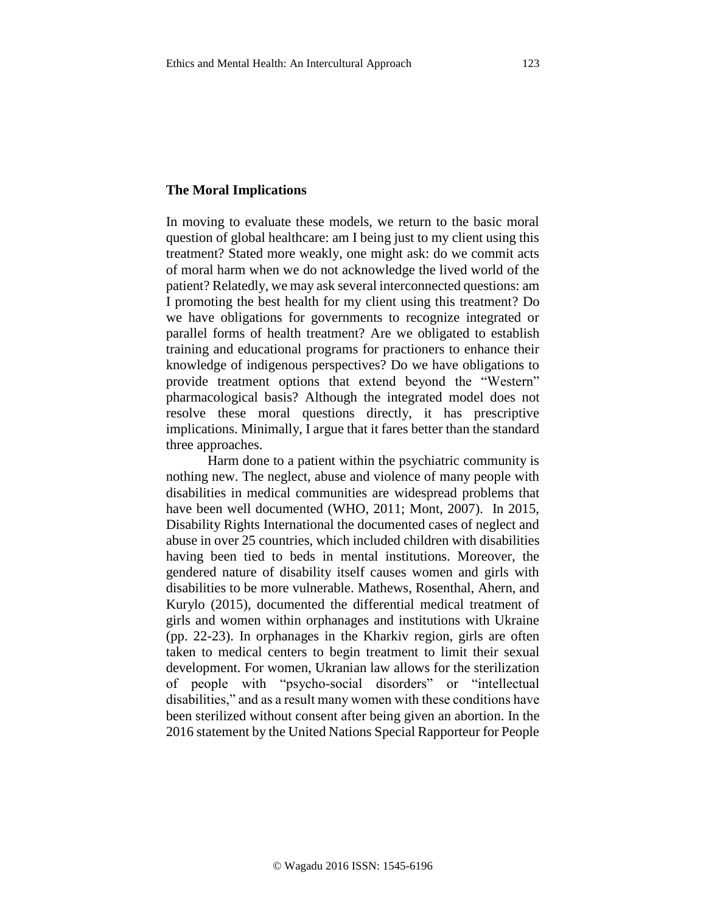## The Moral Implications

In moving to evaluate these models, we return to the basic moral question of global healthcare: am I being just to my client using this treatment? Stated more weakly, one might ask: do we commit acts of moral harm when we do not acknowledge the lived world of the patient? Relatedly, we may ask several interconnected questions: am I promoting the best health for my client using this treatment? Do we have obligations for governments to recognize integrated or parallel forms of health treatment? Are we obligated to establish training and educational programs for practioners to enhance their knowledge of indigenous perspectives? Do we have obligations to provide treatment options that extend beyond the "Western" pharmacological basis? Although the integrated model does not resolve these moral questions directly, it has prescriptive implications. Minimally, I argue that it fares better than the standard three approaches.

Harm done to a patient within the psychiatric community is nothing new. The neglect, abuse and violence of many people with disabilities in medical communities are widespread problems that have been well documented (WHO, 2011; Mont, 2007). In 2015, Disability Rights International the documented cases of neglect and abuse in over 25 countries, which included children with disabilities having been tied to beds in mental institutions. Moreover, the gendered nature of disability itself causes women and girls with disabilities to be more vulnerable. Mathews, Rosenthal, Ahern, and Kurylo (2015), documented the differential medical treatment of girls and women within orphanages and institutions with Ukraine (pp. 22-23). In orphanages in the Kharkiv region, girls are often taken to medical centers to begin treatment to limit their sexual development. For women, Ukranian law allows for the sterilization of people with "psycho-social disorders" or "intellectual disabilities," and as a result many women with these conditions have been sterilized without consent after being given an abortion. In the 2016 statement by the United Nations Special Rapporteur for People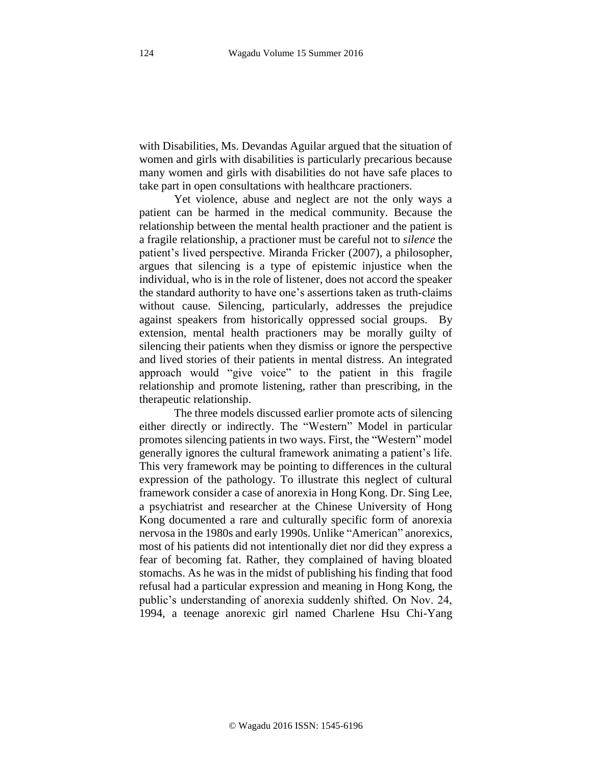with Disabilities, Ms. Devandas Aguilar argued that the situation of women and girls with disabilities is particularly precarious because many women and girls with disabilities do not have safe places to take part in open consultations with healthcare practioners.

Yet violence, abuse and neglect are not the only ways a patient can be harmed in the medical community. Because the relationship between the mental health practioner and the patient is a fragile relationship, a practioner must be careful not to *silence* the patient's lived perspective. Miranda Fricker (2007), a philosopher, argues that silencing is a type of epistemic injustice when the individual, who is in the role of listener, does not accord the speaker the standard authority to have one's assertions taken as truth-claims without cause. Silencing, particularly, addresses the prejudice against speakers from historically oppressed social groups. By extension, mental health practioners may be morally guilty of silencing their patients when they dismiss or ignore the perspective and lived stories of their patients in mental distress. An integrated approach would "give voice" to the patient in this fragile relationship and promote listening, rather than prescribing, in the therapeutic relationship.

The three models discussed earlier promote acts of silencing either directly or indirectly. The "Western" Model in particular promotes silencing patients in two ways. First, the "Western" model generally ignores the cultural framework animating a patient's life. This very framework may be pointing to differences in the cultural expression of the pathology. To illustrate this neglect of cultural framework consider a case of anorexia in Hong Kong. Dr. Sing Lee, a psychiatrist and researcher at the Chinese University of Hong Kong documented a rare and culturally specific form of anorexia nervosa in the 1980s and early 1990s. Unlike "American" anorexics, most of his patients did not intentionally diet nor did they express a fear of becoming fat. Rather, they complained of having bloated stomachs. As he was in the midst of publishing his finding that food refusal had a particular expression and meaning in Hong Kong, the public's understanding of anorexia suddenly shifted. On Nov. 24, 1994, a teenage anorexic girl named Charlene Hsu Chi-Yang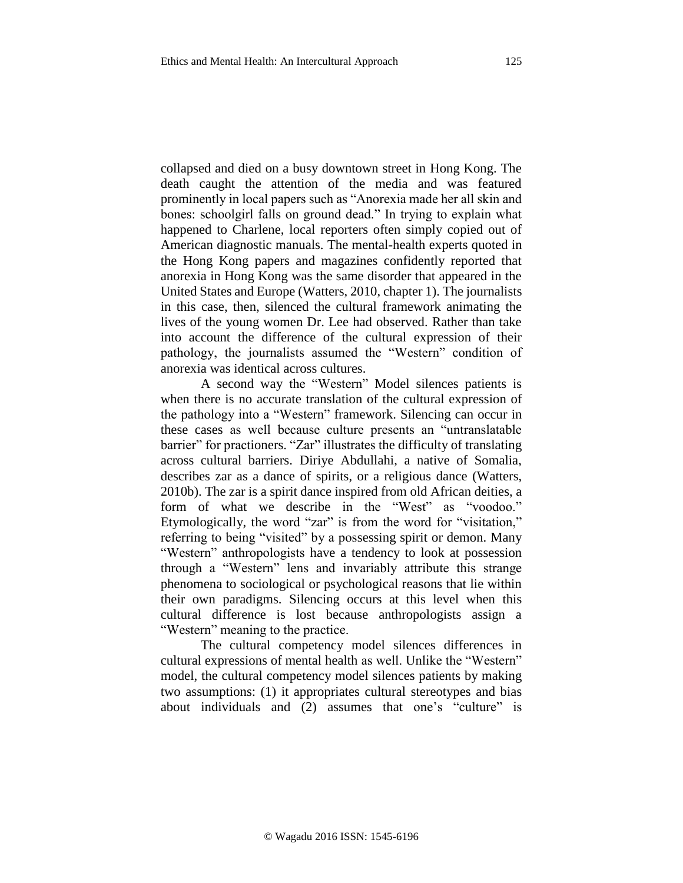collapsed and died on a busy downtown street in Hong Kong. The death caught the attention of the media and was featured prominently in local papers such as "Anorexia made her all skin and bones: schoolgirl falls on ground dead." In trying to explain what happened to Charlene, local reporters often simply copied out of American diagnostic manuals. The mental-health experts quoted in the Hong Kong papers and magazines confidently reported that anorexia in Hong Kong was the same disorder that appeared in the United States and Europe (Watters, 2010, chapter 1). The journalists in this case, then, silenced the cultural framework animating the lives of the young women Dr. Lee had observed. Rather than take into account the difference of the cultural expression of their pathology, the journalists assumed the "Western" condition of anorexia was identical across cultures.

A second way the "Western" Model silences patients is when there is no accurate translation of the cultural expression of the pathology into a "Western" framework. Silencing can occur in these cases as well because culture presents an "untranslatable barrier" for practioners. "Zar" illustrates the difficulty of translating across cultural barriers. Diriye Abdullahi, a native of Somalia, describes zar as a dance of spirits, or a religious dance (Watters, 2010b). The zar is a spirit dance inspired from old African deities, a form of what we describe in the "West" as "voodoo." Etymologically, the word "zar" is from the word for "visitation," referring to being "visited" by a possessing spirit or demon. Many "Western" anthropologists have a tendency to look at possession through a "Western" lens and invariably attribute this strange phenomena to sociological or psychological reasons that lie within their own paradigms. Silencing occurs at this level when this cultural difference is lost because anthropologists assign a "Western" meaning to the practice.

The cultural competency model silences differences in cultural expressions of mental health as well. Unlike the "Western" model, the cultural competency model silences patients by making two assumptions: (1) it appropriates cultural stereotypes and bias about individuals and (2) assumes that one's "culture" is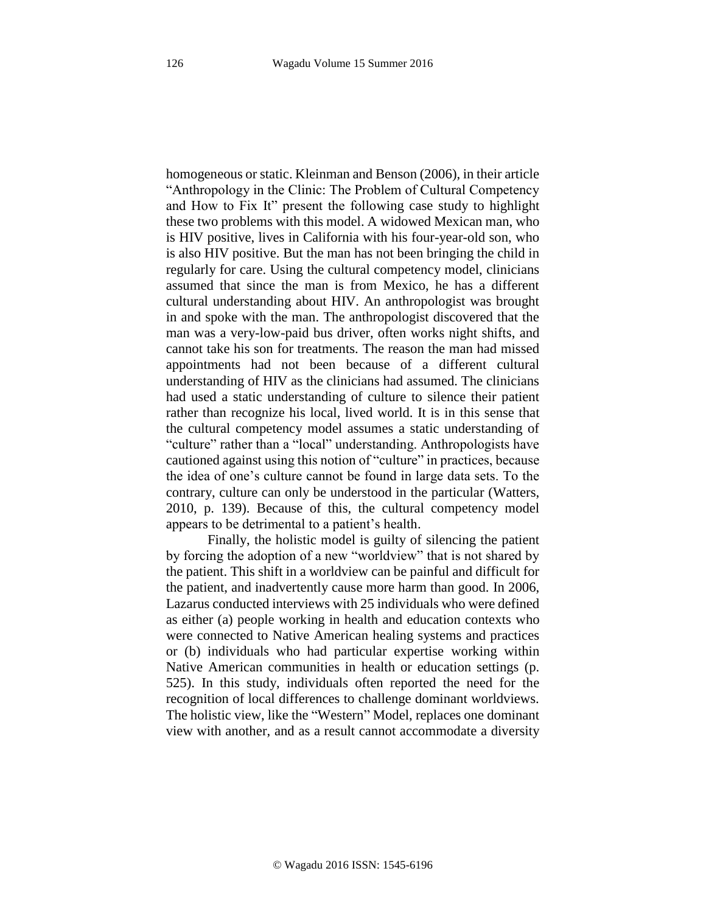homogeneous or static. Kleinman and Benson (2006), in their article "Anthropology in the Clinic: The Problem of Cultural Competency and How to Fix It" present the following case study to highlight these two problems with this model. A widowed Mexican man, who is HIV positive, lives in California with his four-year-old son, who is also HIV positive. But the man has not been bringing the child in regularly for care. Using the cultural competency model, clinicians assumed that since the man is from Mexico, he has a different cultural understanding about HIV. An anthropologist was brought in and spoke with the man. The anthropologist discovered that the man was a very-low-paid bus driver, often works night shifts, and cannot take his son for treatments. The reason the man had missed appointments had not been because of a different cultural understanding of HIV as the clinicians had assumed. The clinicians had used a static understanding of culture to silence their patient rather than recognize his local, lived world. It is in this sense that the cultural competency model assumes a static understanding of "culture" rather than a "local" understanding. Anthropologists have cautioned against using this notion of "culture" in practices, because the idea of one's culture cannot be found in large data sets. To the contrary, culture can only be understood in the particular (Watters, 2010, p. 139). Because of this, the cultural competency model appears to be detrimental to a patient's health.

Finally, the holistic model is guilty of silencing the patient by forcing the adoption of a new "worldview" that is not shared by the patient. This shift in a worldview can be painful and difficult for the patient, and inadvertently cause more harm than good. In 2006, Lazarus conducted interviews with 25 individuals who were defined as either (a) people working in health and education contexts who were connected to Native American healing systems and practices or (b) individuals who had particular expertise working within Native American communities in health or education settings (p. 525). In this study, individuals often reported the need for the recognition of local differences to challenge dominant worldviews. The holistic view, like the "Western" Model, replaces one dominant view with another, and as a result cannot accommodate a diversity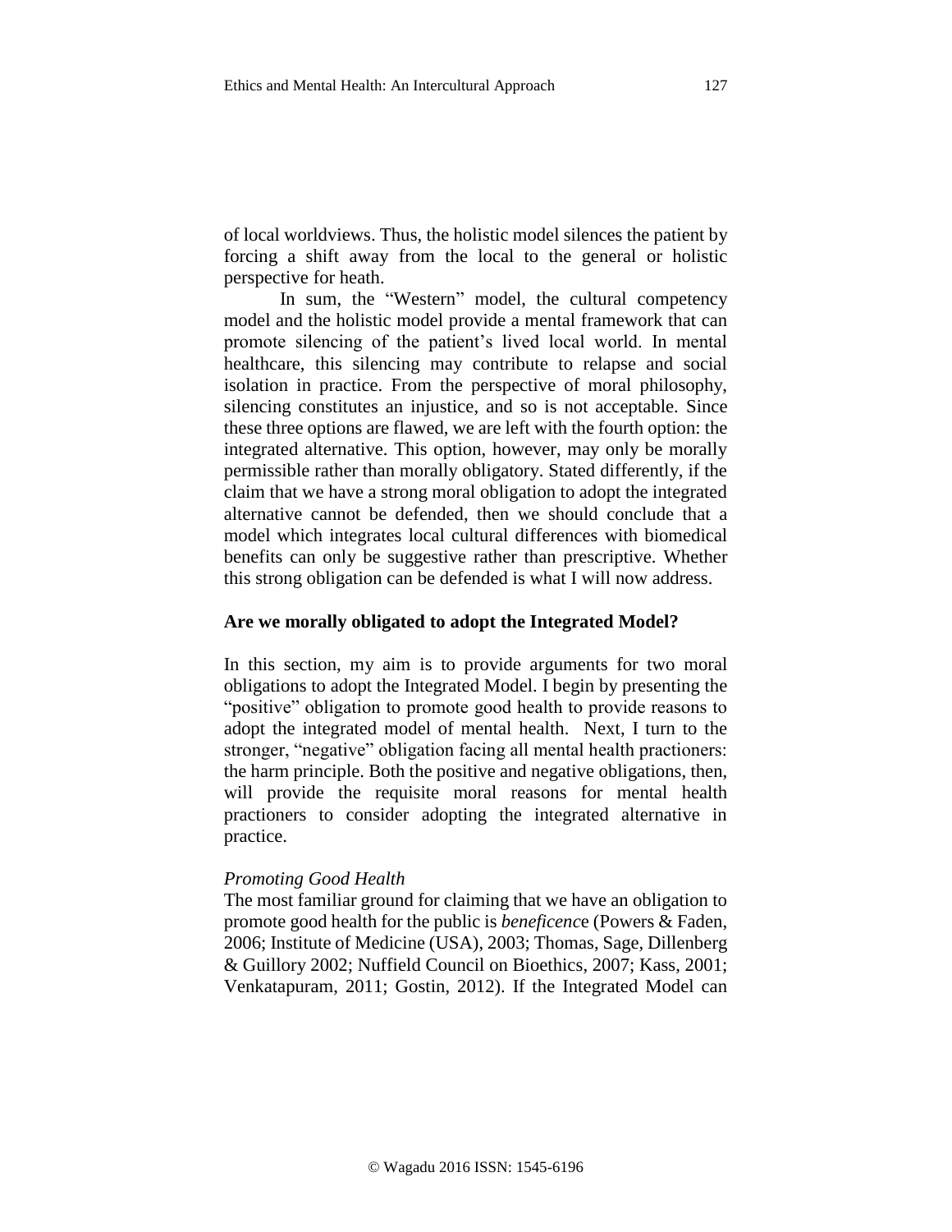of local worldviews. Thus, the holistic model silences the patient by forcing a shift away from the local to the general or holistic perspective for heath.

In sum, the "Western" model, the cultural competency model and the holistic model provide a mental framework that can promote silencing of the patient's lived local world. In mental healthcare, this silencing may contribute to relapse and social isolation in practice. From the perspective of moral philosophy, silencing constitutes an injustice, and so is not acceptable. Since these three options are flawed, we are left with the fourth option: the integrated alternative. This option, however, may only be morally permissible rather than morally obligatory. Stated differently, if the claim that we have a strong moral obligation to adopt the integrated alternative cannot be defended, then we should conclude that a model which integrates local cultural differences with biomedical benefits can only be suggestive rather than prescriptive. Whether this strong obligation can be defended is what I will now address.

## Are we morally obligated to adopt the Integrated Model?

In this section, my aim is to provide arguments for two moral obligations to adopt the Integrated Model. I begin by presenting the "positive" obligation to promote good health to provide reasons to adopt the integrated model of mental health. Next, I turn to the stronger, "negative" obligation facing all mental health practioners: the harm principle. Both the positive and negative obligations, then, will provide the requisite moral reasons for mental health practioners to consider adopting the integrated alternative in practice.

### *Promoting Good Health*

The most familiar ground for claiming that we have an obligation to promote good health for the public is *beneficence* (Powers & Faden, 2006; Institute of Medicine (USA), 2003; Thomas, Sage, Dillenberg & Guillory 2002; Nuffield Council on Bioethics, 2007; Kass, 2001; Venkatapuram, 2011; Gostin, 2012). If the Integrated Model can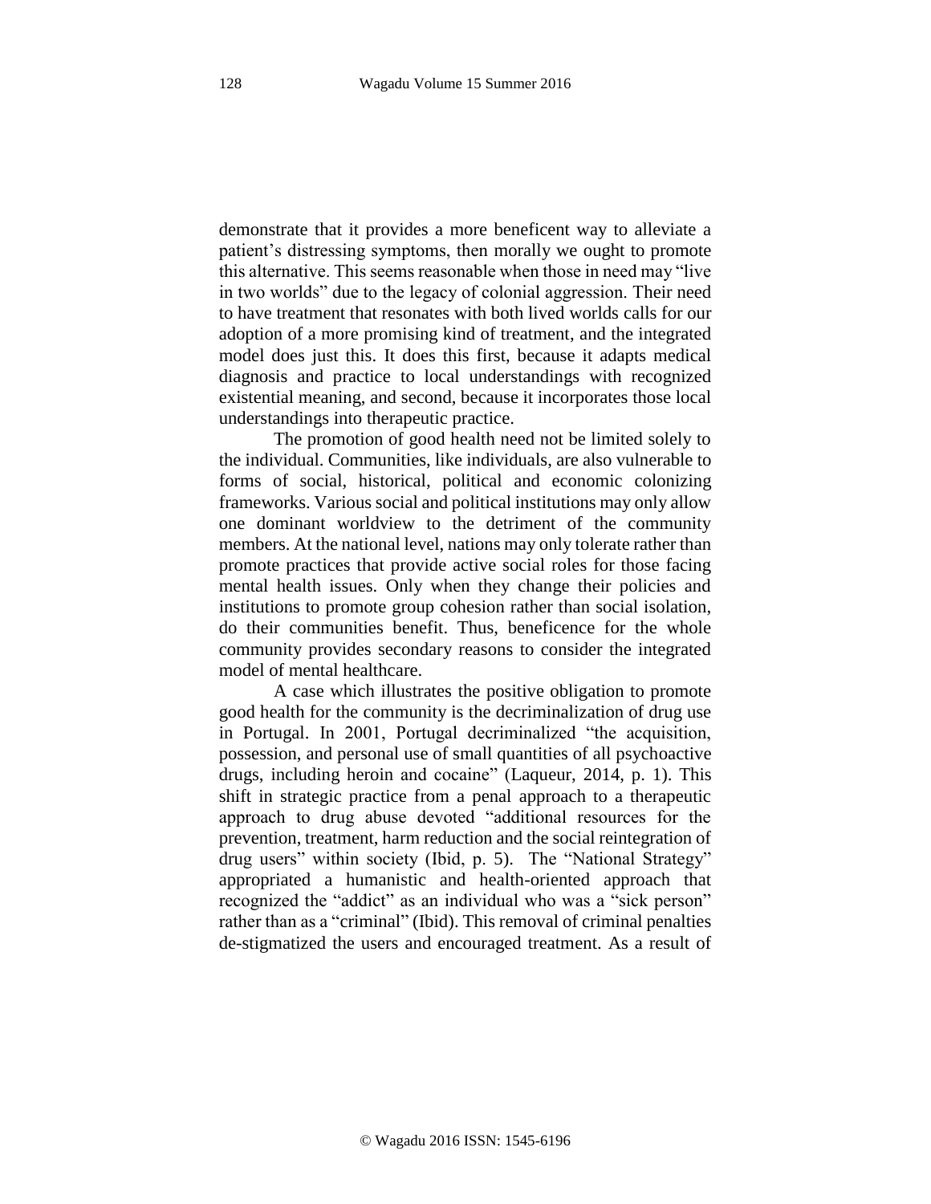demonstrate that it provides a more beneficent way to alleviate a patient's distressing symptoms, then morally we ought to promote this alternative. This seems reasonable when those in need may "live in two worlds" due to the legacy of colonial aggression. Their need to have treatment that resonates with both lived worlds calls for our adoption of a more promising kind of treatment, and the integrated model does just this. It does this first, because it adapts medical diagnosis and practice to local understandings with recognized existential meaning, and second, because it incorporates those local understandings into therapeutic practice.

The promotion of good health need not be limited solely to the individual. Communities, like individuals, are also vulnerable to forms of social, historical, political and economic colonizing frameworks. Various social and political institutions may only allow one dominant worldview to the detriment of the community members. At the national level, nations may only tolerate rather than promote practices that provide active social roles for those facing mental health issues. Only when they change their policies and institutions to promote group cohesion rather than social isolation, do their communities benefit. Thus, beneficence for the whole community provides secondary reasons to consider the integrated model of mental healthcare.

A case which illustrates the positive obligation to promote good health for the community is the decriminalization of drug use in Portugal. In 2001, Portugal decriminalized "the acquisition, possession, and personal use of small quantities of all psychoactive drugs, including heroin and cocaine" (Laqueur, 2014, p. 1). This shift in strategic practice from a penal approach to a therapeutic approach to drug abuse devoted "additional resources for the prevention, treatment, harm reduction and the social reintegration of drug users" within society (Ibid, p. 5). The "National Strategy" appropriated a humanistic and health-oriented approach that recognized the "addict" as an individual who was a "sick person" rather than as a "criminal" (Ibid). This removal of criminal penalties de-stigmatized the users and encouraged treatment. As a result of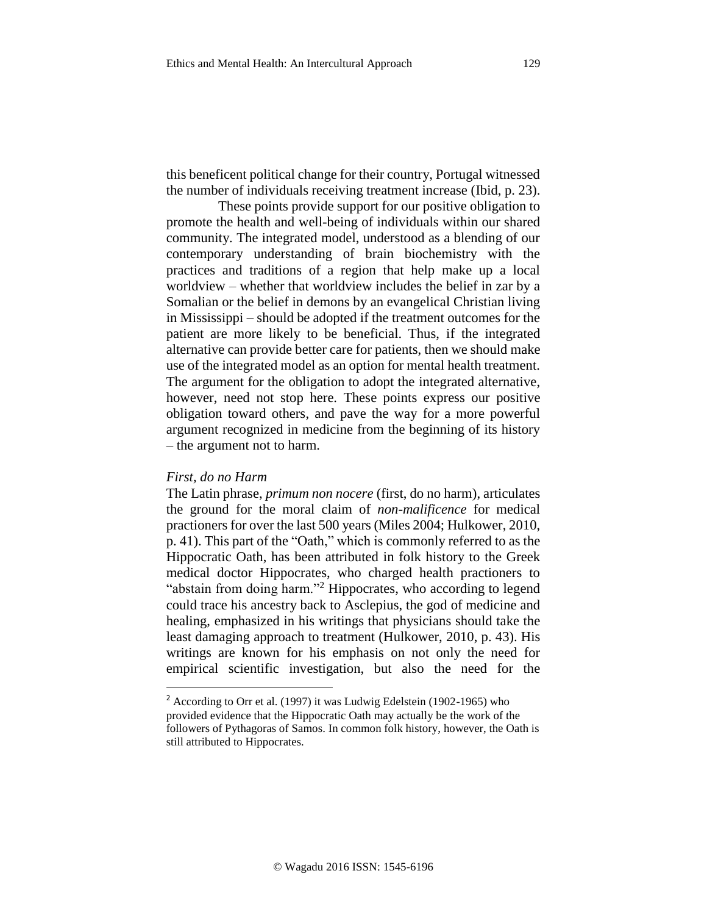this beneficent political change for their country, Portugal witnessed the number of individuals receiving treatment increase (Ibid, p. 23).

These points provide support for our positive obligation to promote the health and well-being of individuals within our shared community. The integrated model, understood as a blending of our contemporary understanding of brain biochemistry with the practices and traditions of a region that help make up a local worldview – whether that worldview includes the belief in zar by a Somalian or the belief in demons by an evangelical Christian living in Mississippi – should be adopted if the treatment outcomes for the patient are more likely to be beneficial. Thus, if the integrated alternative can provide better care for patients, then we should make use of the integrated model as an option for mental health treatment. The argument for the obligation to adopt the integrated alternative, however, need not stop here. These points express our positive obligation toward others, and pave the way for a more powerful argument recognized in medicine from the beginning of its history – the argument not to harm.

### *First, do no Harm*

The Latin phrase, *primum non nocere* (first, do no harm), articulates the ground for the moral claim of *non-malificence* for medical practioners for over the last 500 years (Miles 2004; Hulkower, 2010, p. 41). This part of the "Oath," which is commonly referred to as the Hippocratic Oath, has been attributed in folk history to the Greek medical doctor Hippocrates, who charged health practioners to "abstain from doing harm."[2] Hippocrates, who according to legend could trace his ancestry back to Asclepius, the god of medicine and healing, emphasized in his writings that physicians should take the least damaging approach to treatment (Hulkower, 2010, p. 43). His writings are known for his emphasis on not only the need for empirical scientific investigation, but also the need for the

[2] According to Orr et al. (1997) it was Ludwig Edelstein (1902-1965) who provided evidence that the Hippocratic Oath may actually be the work of the followers of Pythagoras of Samos. In common folk history, however, the Oath is still attributed to Hippocrates.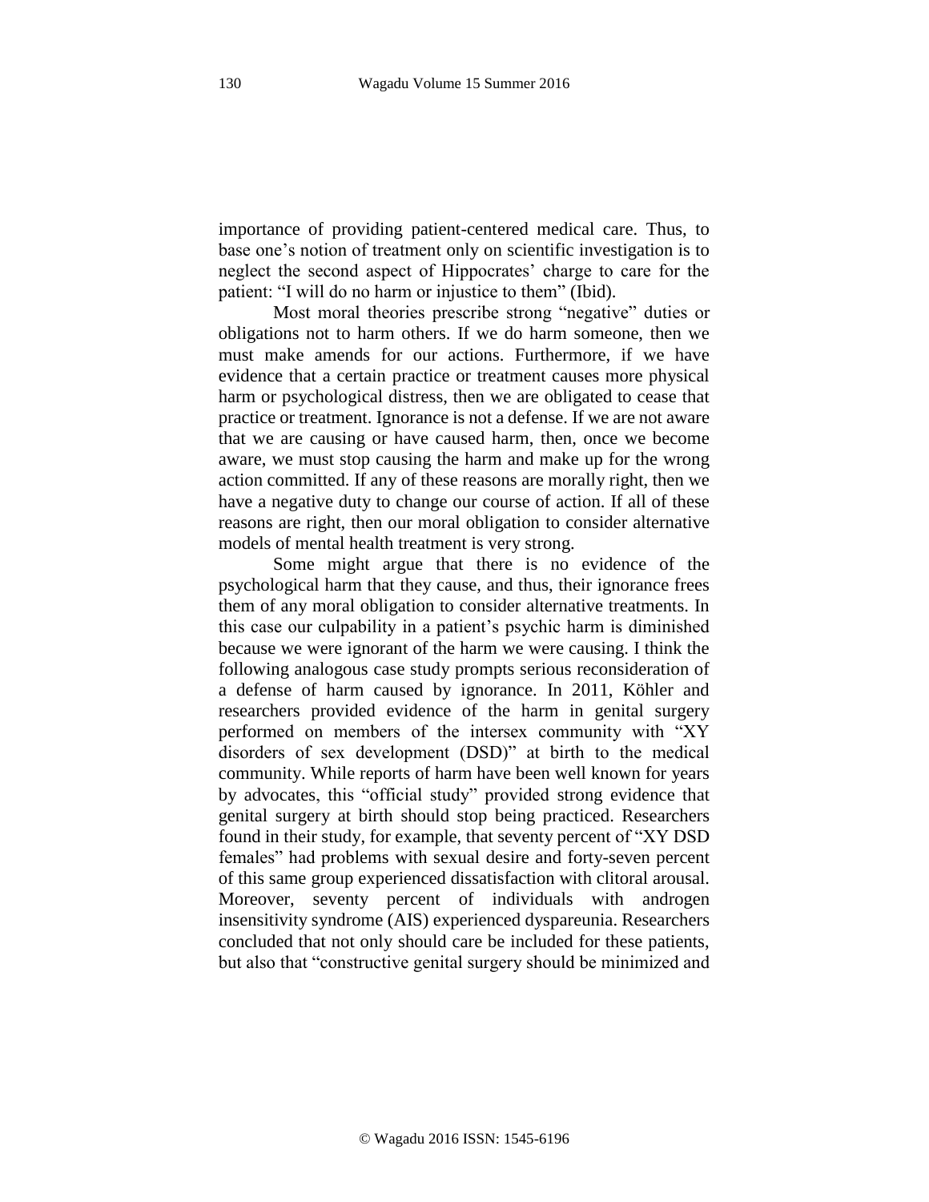importance of providing patient-centered medical care. Thus, to base one's notion of treatment only on scientific investigation is to neglect the second aspect of Hippocrates' charge to care for the patient: "I will do no harm or injustice to them" (Ibid).

Most moral theories prescribe strong "negative" duties or obligations not to harm others. If we do harm someone, then we must make amends for our actions. Furthermore, if we have evidence that a certain practice or treatment causes more physical harm or psychological distress, then we are obligated to cease that practice or treatment. Ignorance is not a defense. If we are not aware that we are causing or have caused harm, then, once we become aware, we must stop causing the harm and make up for the wrong action committed. If any of these reasons are morally right, then we have a negative duty to change our course of action. If all of these reasons are right, then our moral obligation to consider alternative models of mental health treatment is very strong.

Some might argue that there is no evidence of the psychological harm that they cause, and thus, their ignorance frees them of any moral obligation to consider alternative treatments. In this case our culpability in a patient's psychic harm is diminished because we were ignorant of the harm we were causing. I think the following analogous case study prompts serious reconsideration of a defense of harm caused by ignorance. In 2011, Köhler and researchers provided evidence of the harm in genital surgery performed on members of the intersex community with "XY disorders of sex development (DSD)" at birth to the medical community. While reports of harm have been well known for years by advocates, this "official study" provided strong evidence that genital surgery at birth should stop being practiced. Researchers found in their study, for example, that seventy percent of "XY DSD females" had problems with sexual desire and forty-seven percent of this same group experienced dissatisfaction with clitoral arousal. Moreover, seventy percent of individuals with androgen insensitivity syndrome (AIS) experienced dyspareunia. Researchers concluded that not only should care be included for these patients, but also that "constructive genital surgery should be minimized and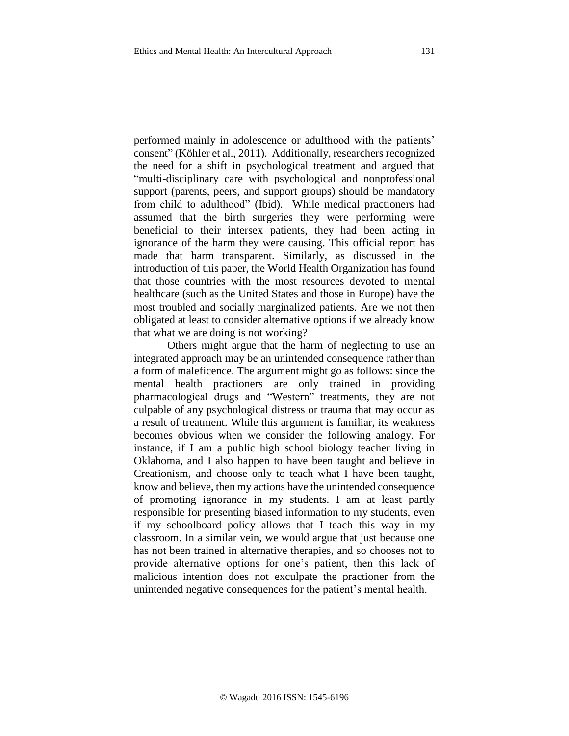performed mainly in adolescence or adulthood with the patients' consent" (Köhler et al., 2011). Additionally, researchers recognized the need for a shift in psychological treatment and argued that "multi-disciplinary care with psychological and nonprofessional support (parents, peers, and support groups) should be mandatory from child to adulthood" (Ibid). While medical practioners had assumed that the birth surgeries they were performing were beneficial to their intersex patients, they had been acting in ignorance of the harm they were causing. This official report has made that harm transparent. Similarly, as discussed in the introduction of this paper, the World Health Organization has found that those countries with the most resources devoted to mental healthcare (such as the United States and those in Europe) have the most troubled and socially marginalized patients. Are we not then obligated at least to consider alternative options if we already know that what we are doing is not working?

Others might argue that the harm of neglecting to use an integrated approach may be an unintended consequence rather than a form of maleficence. The argument might go as follows: since the mental health practioners are only trained in providing pharmacological drugs and "Western" treatments, they are not culpable of any psychological distress or trauma that may occur as a result of treatment. While this argument is familiar, its weakness becomes obvious when we consider the following analogy. For instance, if I am a public high school biology teacher living in Oklahoma, and I also happen to have been taught and believe in Creationism, and choose only to teach what I have been taught, know and believe, then my actions have the unintended consequence of promoting ignorance in my students. I am at least partly responsible for presenting biased information to my students, even if my schoolboard policy allows that I teach this way in my classroom. In a similar vein, we would argue that just because one has not been trained in alternative therapies, and so chooses not to provide alternative options for one's patient, then this lack of malicious intention does not exculpate the practioner from the unintended negative consequences for the patient's mental health.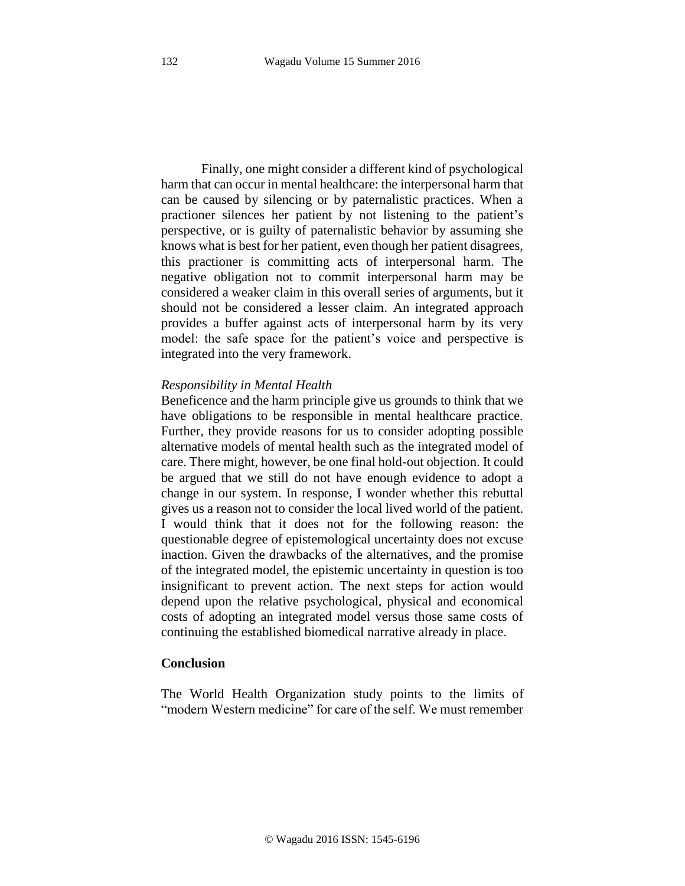Finally, one might consider a different kind of psychological harm that can occur in mental healthcare: the interpersonal harm that can be caused by silencing or by paternalistic practices. When a practioner silences her patient by not listening to the patient's perspective, or is guilty of paternalistic behavior by assuming she knows what is best for her patient, even though her patient disagrees, this practioner is committing acts of interpersonal harm. The negative obligation not to commit interpersonal harm may be considered a weaker claim in this overall series of arguments, but it should not be considered a lesser claim. An integrated approach provides a buffer against acts of interpersonal harm by its very model: the safe space for the patient's voice and perspective is integrated into the very framework.

*Responsibility in Mental Health*

Beneficence and the harm principle give us grounds to think that we have obligations to be responsible in mental healthcare practice. Further, they provide reasons for us to consider adopting possible alternative models of mental health such as the integrated model of care. There might, however, be one final hold-out objection. It could be argued that we still do not have enough evidence to adopt a change in our system. In response, I wonder whether this rebuttal gives us a reason not to consider the local lived world of the patient. I would think that it does not for the following reason: the questionable degree of epistemological uncertainty does not excuse inaction. Given the drawbacks of the alternatives, and the promise of the integrated model, the epistemic uncertainty in question is too insignificant to prevent action. The next steps for action would depend upon the relative psychological, physical and economical costs of adopting an integrated model versus those same costs of continuing the established biomedical narrative already in place.

## Conclusion

The World Health Organization study points to the limits of "modern Western medicine" for care of the self. We must remember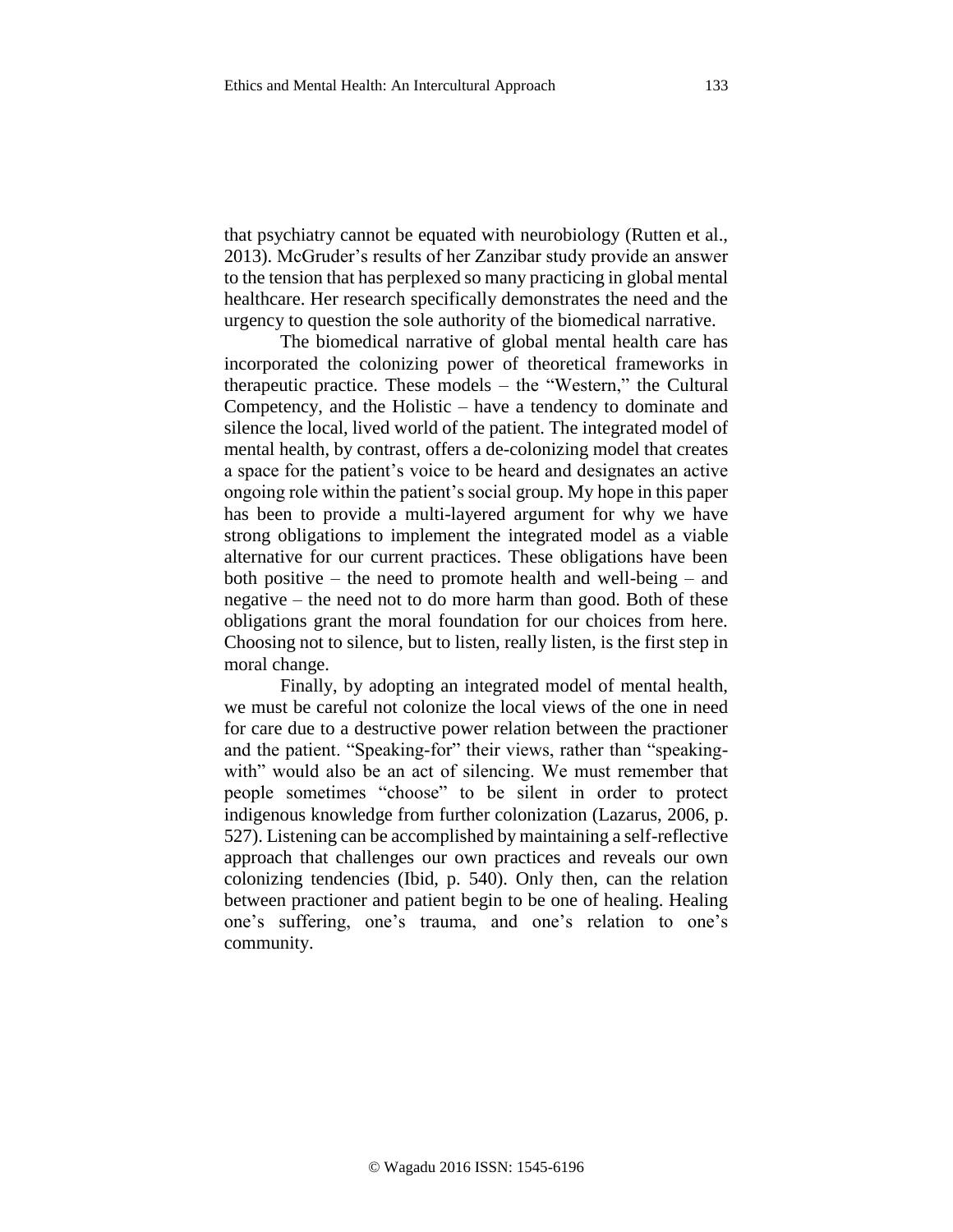that psychiatry cannot be equated with neurobiology (Rutten et al., 2013). McGruder's results of her Zanzibar study provide an answer to the tension that has perplexed so many practicing in global mental healthcare. Her research specifically demonstrates the need and the urgency to question the sole authority of the biomedical narrative.

The biomedical narrative of global mental health care has incorporated the colonizing power of theoretical frameworks in therapeutic practice. These models – the "Western," the Cultural Competency, and the Holistic – have a tendency to dominate and silence the local, lived world of the patient. The integrated model of mental health, by contrast, offers a de-colonizing model that creates a space for the patient's voice to be heard and designates an active ongoing role within the patient's social group. My hope in this paper has been to provide a multi-layered argument for why we have strong obligations to implement the integrated model as a viable alternative for our current practices. These obligations have been both positive – the need to promote health and well-being – and negative – the need not to do more harm than good. Both of these obligations grant the moral foundation for our choices from here. Choosing not to silence, but to listen, really listen, is the first step in moral change.

Finally, by adopting an integrated model of mental health, we must be careful not colonize the local views of the one in need for care due to a destructive power relation between the practioner and the patient. "Speaking-for" their views, rather than "speaking-with" would also be an act of silencing. We must remember that people sometimes "choose" to be silent in order to protect indigenous knowledge from further colonization (Lazarus, 2006, p. 527). Listening can be accomplished by maintaining a self-reflective approach that challenges our own practices and reveals our own colonizing tendencies (Ibid, p. 540). Only then, can the relation between practioner and patient begin to be one of healing. Healing one's suffering, one's trauma, and one's relation to one's community.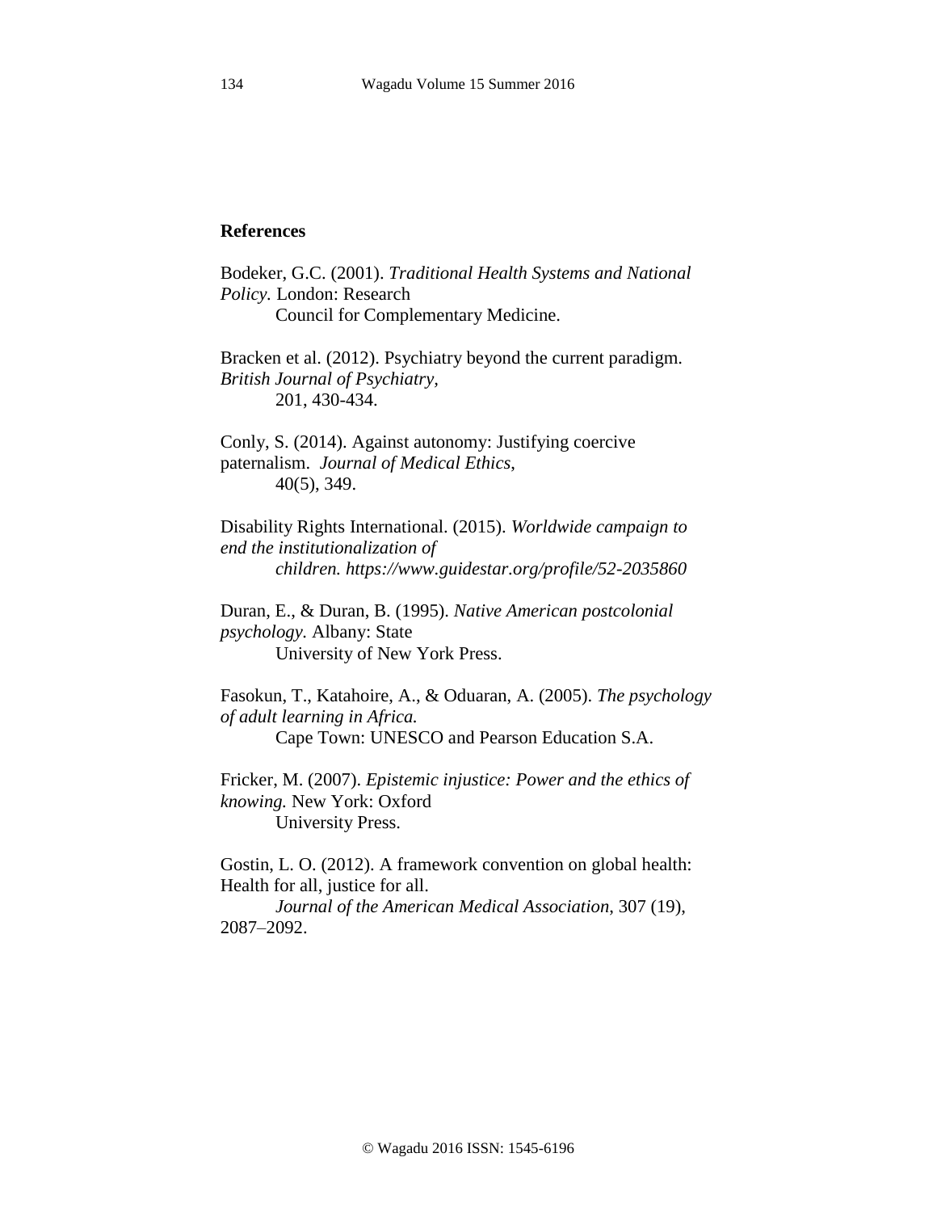**References**

Bodeker, G.C. (2001). *Traditional Health Systems and National Policy.* London: Research Council for Complementary Medicine.

Bracken et al. (2012). Psychiatry beyond the current paradigm. *British Journal of Psychiatry,* 201, 430-434.

Conly, S. (2014). Against autonomy: Justifying coercive paternalism. *Journal of Medical Ethics*, 40(5), 349.

Disability Rights International. (2015). *Worldwide campaign to end the institutionalization of children. https://www.guidestar.org/profile/52-2035860*

Duran, E., & Duran, B. (1995). *Native American postcolonial psychology.* Albany: State University of New York Press.

Fasokun, T., Katahoire, A., & Oduaran, A. (2005). *The psychology of adult learning in Africa.* Cape Town: UNESCO and Pearson Education S.A.

Fricker, M. (2007). *Epistemic injustice: Power and the ethics of knowing.* New York: Oxford University Press.

Gostin, L. O. (2012). A framework convention on global health: Health for all, justice for all. *Journal of the American Medical Association*, 307 (19), 2087–2092.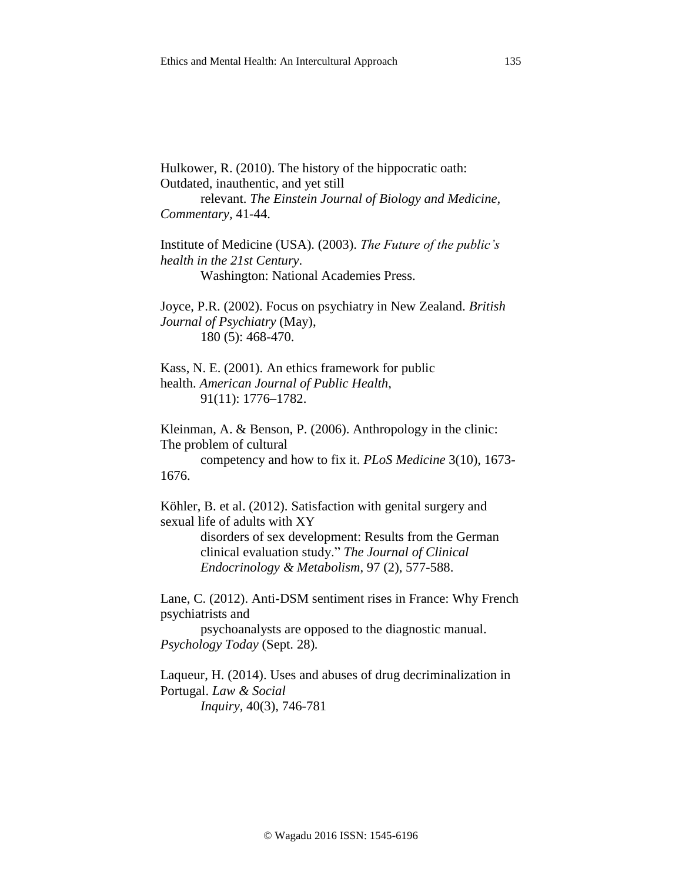Hulkower, R. (2010). The history of the hippocratic oath: Outdated, inauthentic, and yet still relevant. *The Einstein Journal of Biology and Medicine, Commentary*, 41-44.

Institute of Medicine (USA). (2003). *The Future of the public's health in the 21st Century*. Washington: National Academies Press.

Joyce, P.R. (2002). Focus on psychiatry in New Zealand. *British Journal of Psychiatry* (May), 180 (5): 468-470.

Kass, N. E. (2001). An ethics framework for public health. *American Journal of Public Health*, 91(11): 1776–1782.

Kleinman, A. & Benson, P. (2006). Anthropology in the clinic: The problem of cultural competency and how to fix it. *PLoS Medicine* 3(10), 1673-1676.

Köhler, B. et al. (2012). Satisfaction with genital surgery and sexual life of adults with XY disorders of sex development: Results from the German clinical evaluation study." *The Journal of Clinical Endocrinology & Metabolism*, 97 (2), 577-588.

Lane, C. (2012). Anti-DSM sentiment rises in France: Why French psychiatrists and psychoanalysts are opposed to the diagnostic manual. *Psychology Today* (Sept. 28).

Laqueur, H. (2014). Uses and abuses of drug decriminalization in Portugal. *Law & Social Inquiry*, 40(3), 746-781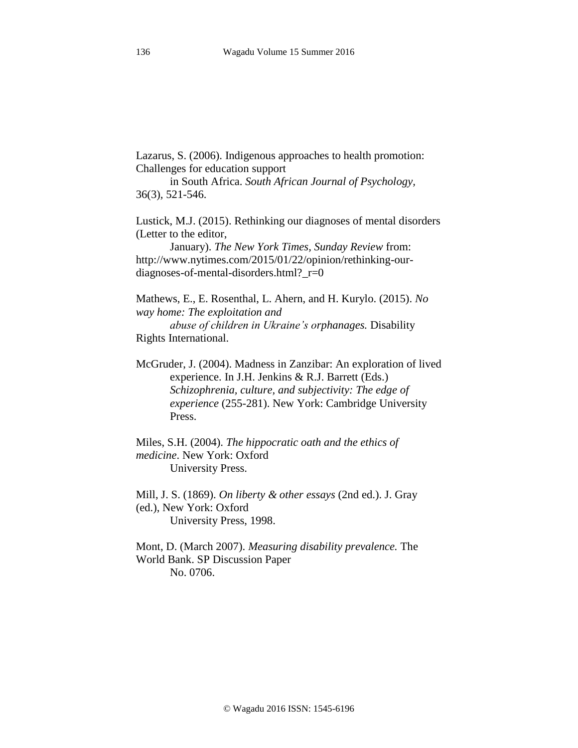Lazarus, S. (2006). Indigenous approaches to health promotion: Challenges for education support in South Africa. *South African Journal of Psychology*, 36(3), 521-546.

Lustick, M.J. (2015). Rethinking our diagnoses of mental disorders (Letter to the editor, January). *The New York Times*, *Sunday Review* from: http://www.nytimes.com/2015/01/22/opinion/rethinking-our-diagnoses-of-mental-disorders.html?_r=0

Mathews, E., E. Rosenthal, L. Ahern, and H. Kurylo. (2015). *No way home: The exploitation and abuse of children in Ukraine's orphanages.* Disability Rights International.

McGruder, J. (2004). Madness in Zanzibar: An exploration of lived experience. In J.H. Jenkins & R.J. Barrett (Eds.) *Schizophrenia, culture, and subjectivity: The edge of experience* (255-281). New York: Cambridge University Press.

Miles, S.H. (2004). *The hippocratic oath and the ethics of medicine*. New York: Oxford University Press.

Mill, J. S. (1869). *On liberty & other essays* (2nd ed.). J. Gray (ed.), New York: Oxford University Press, 1998.

Mont, D. (March 2007). *Measuring disability prevalence.* The World Bank. SP Discussion Paper No. 0706.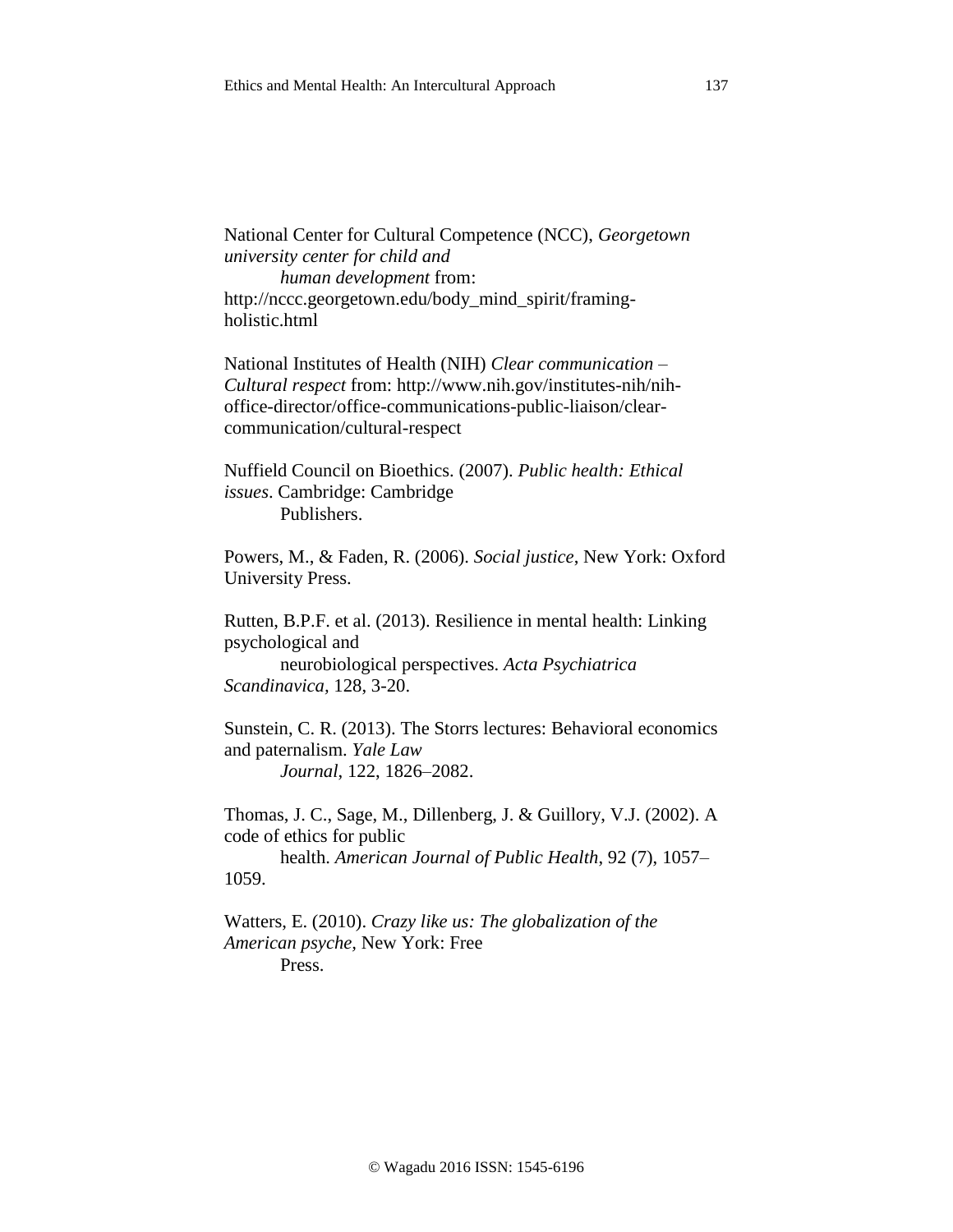National Center for Cultural Competence (NCC), *Georgetown university center for child and human development* from: http://nccc.georgetown.edu/body_mind_spirit/framing-holistic.html

National Institutes of Health (NIH) *Clear communication – Cultural respect* from: http://www.nih.gov/institutes-nih/nih-office-director/office-communications-public-liaison/clear-communication/cultural-respect

Nuffield Council on Bioethics. (2007). *Public health: Ethical issues*. Cambridge: Cambridge Publishers.

Powers, M., & Faden, R. (2006). *Social justice*, New York: Oxford University Press.

Rutten, B.P.F. et al. (2013). Resilience in mental health: Linking psychological and neurobiological perspectives. *Acta Psychiatrica Scandinavica*, 128, 3-20.

Sunstein, C. R. (2013). The Storrs lectures: Behavioral economics and paternalism. *Yale Law Journal*, 122, 1826–2082.

Thomas, J. C., Sage, M., Dillenberg, J. & Guillory, V.J. (2002). A code of ethics for public health. *American Journal of Public Health*, 92 (7), 1057–1059.

Watters, E. (2010). *Crazy like us: The globalization of the American psyche*, New York: Free Press.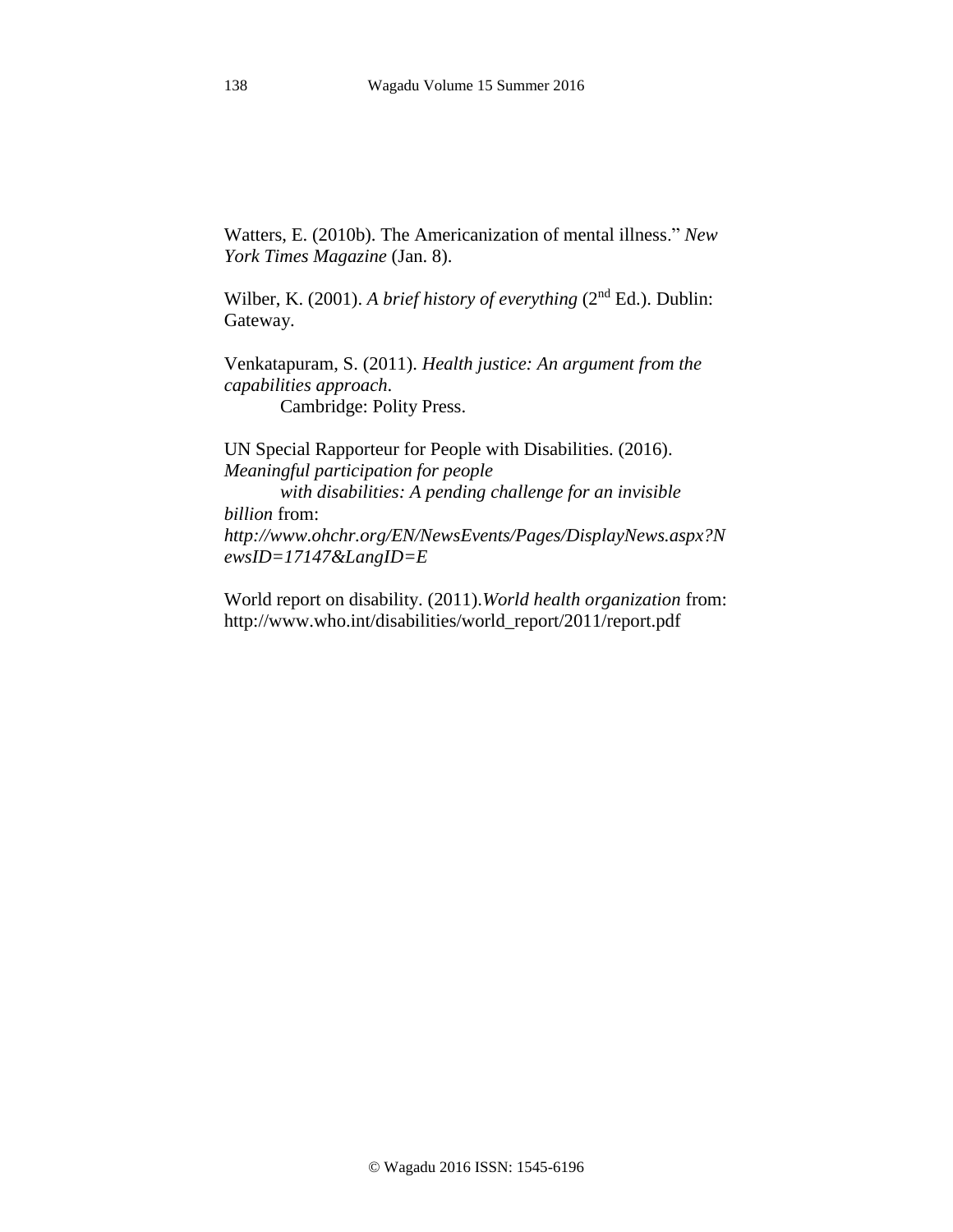Watters, E. (2010b). The Americanization of mental illness." *New York Times Magazine* (Jan. 8).

Wilber, K. (2001). *A brief history of everything* (2nd Ed.). Dublin: Gateway.

Venkatapuram, S. (2011). *Health justice: An argument from the capabilities approach*. Cambridge: Polity Press.

UN Special Rapporteur for People with Disabilities. (2016). *Meaningful participation for people with disabilities: A pending challenge for an invisible billion* from: *http://www.ohchr.org/EN/NewsEvents/Pages/DisplayNews.aspx?NewsID=17147&LangID=E*

World report on disability. (2011).*World health organization* from: http://www.who.int/disabilities/world_report/2011/report.pdf